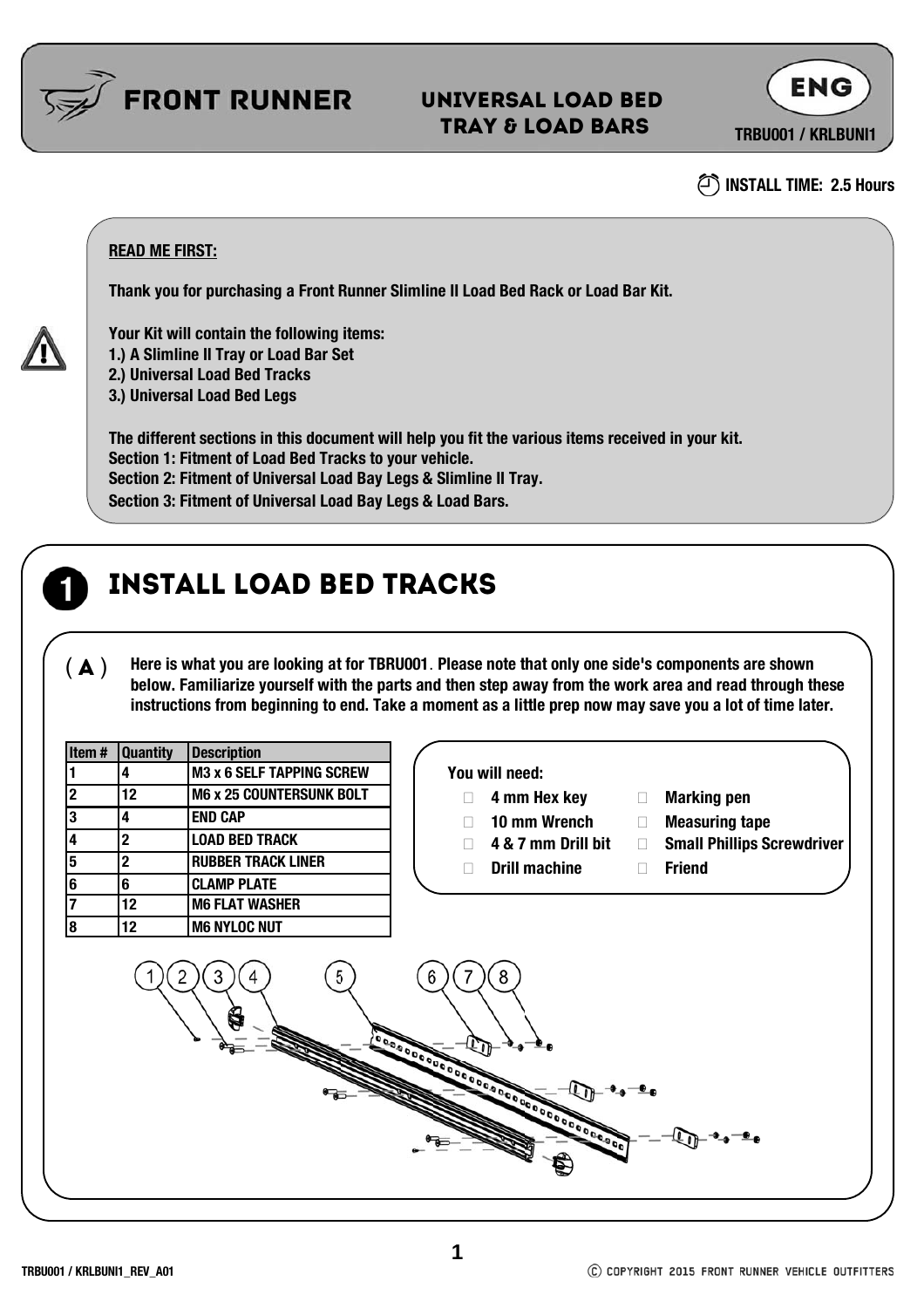# FRONT RUNNER

## UNIVERSAL LOAD BED TRAY & LOAD BARS

ENG

TRBU001 / KRLBUNI1

INSTALL TIME: 2.5 Hours

**READ ME FIRST:**

**Thank you for purchasing a Front Runner Slimline II Load Bed Rack or Load Bar Kit.**

**Your Kit will contain the following items:**
**1.) A Slimline II Tray or Load Bar Set**
**2.) Universal Load Bed Tracks**
**3.) Universal Load Bed Legs**

**The different sections in this document will help you fit the various items received in your kit.**
**Section 1: Fitment of Load Bed Tracks to your vehicle.**
**Section 2: Fitment of Universal Load Bay Legs & Slimline II Tray.**
**Section 3: Fitment of Universal Load Bay Legs & Load Bars.**

## 1 INSTALL LOAD BED TRACKS

**( A )** **Here is what you are looking at for TBRU001. Please note that only one side's components are shown below. Familiarize yourself with the parts and then step away from the work area and read through these instructions from beginning to end. Take a moment as a little prep now may save you a lot of time later.**

| Item # | Quantity | Description |
|---|---|---|
| 1 | 4 | M3 x 6 SELF TAPPING SCREW |
| 2 | 12 | M6 x 25 COUNTERSUNK BOLT |
| 3 | 4 | END CAP |
| 4 | 2 | LOAD BED TRACK |
| 5 | 2 | RUBBER TRACK LINER |
| 6 | 6 | CLAMP PLATE |
| 7 | 12 | M6 FLAT WASHER |
| 8 | 12 | M6 NYLOC NUT |

**You will need:**

- 4 mm Hex key
- 10 mm Wrench
- 4 & 7 mm Drill bit
- Drill machine
- Marking pen
- Measuring tape
- Small Phillips Screwdriver
- Friend

1 2 3 4 5 6 7 8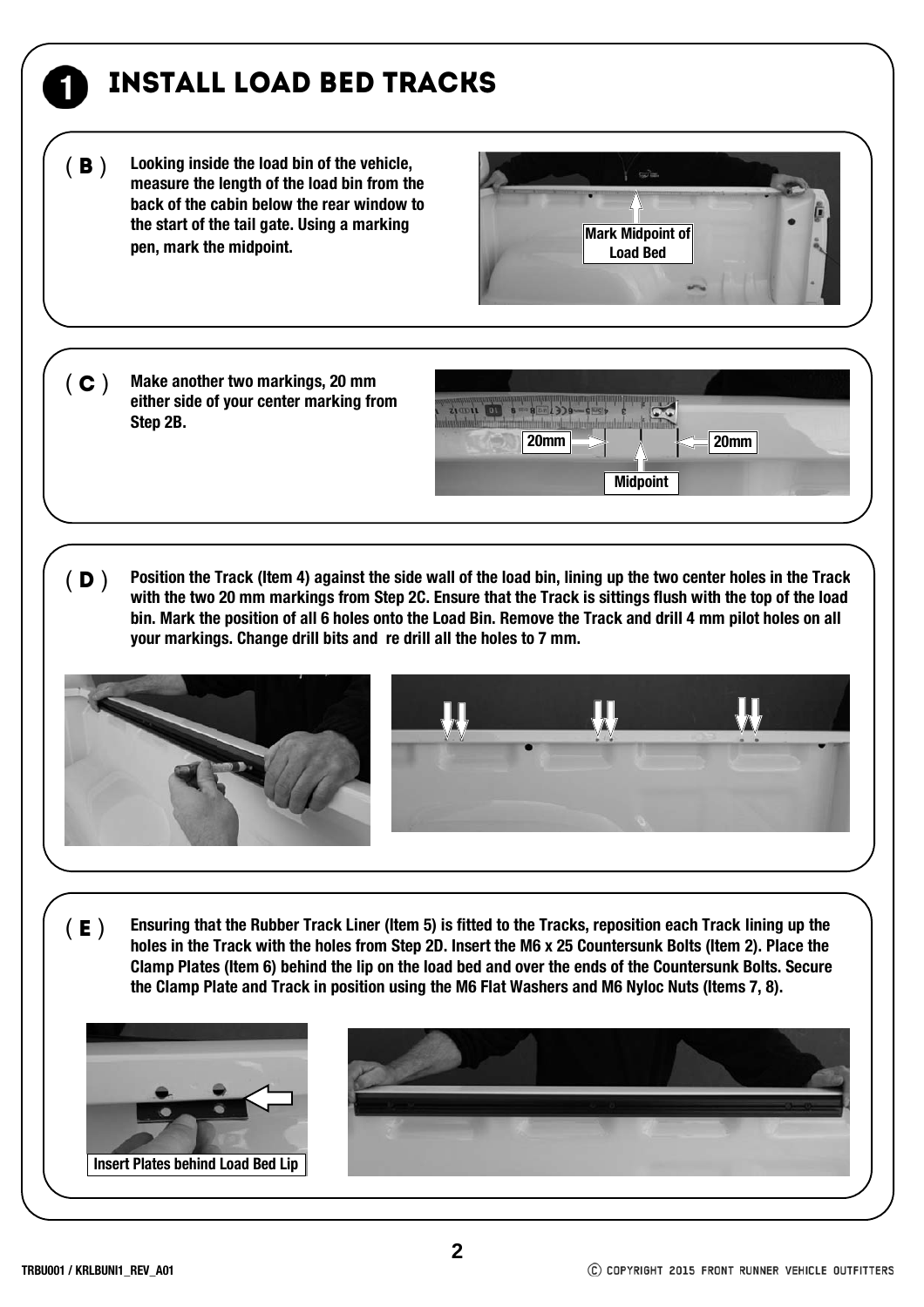# 1 INSTALL LOAD BED TRACKS

**( B )** **Looking inside the load bin of the vehicle, measure the length of the load bin from the back of the cabin below the rear window to the start of the tail gate. Using a marking pen, mark the midpoint.**

Mark Midpoint of Load Bed

**( C )** **Make another two markings, 20 mm either side of your center marking from Step 2B.**

20mm

Midpoint

20mm

**( D )** **Position the Track (Item 4) against the side wall of the load bin, lining up the two center holes in the Track with the two 20 mm markings from Step 2C. Ensure that the Track is sittings flush with the top of the load bin. Mark the position of all 6 holes onto the Load Bin. Remove the Track and drill 4 mm pilot holes on all your markings. Change drill bits and re drill all the holes to 7 mm.**

**( E )** **Ensuring that the Rubber Track Liner (Item 5) is fitted to the Tracks, reposition each Track lining up the holes in the Track with the holes from Step 2D. Insert the M6 x 25 Countersunk Bolts (Item 2). Place the Clamp Plates (Item 6) behind the lip on the load bed and over the ends of the Countersunk Bolts. Secure the Clamp Plate and Track in position using the M6 Flat Washers and M6 Nyloc Nuts (Items 7, 8).**

Insert Plates behind Load Bed Lip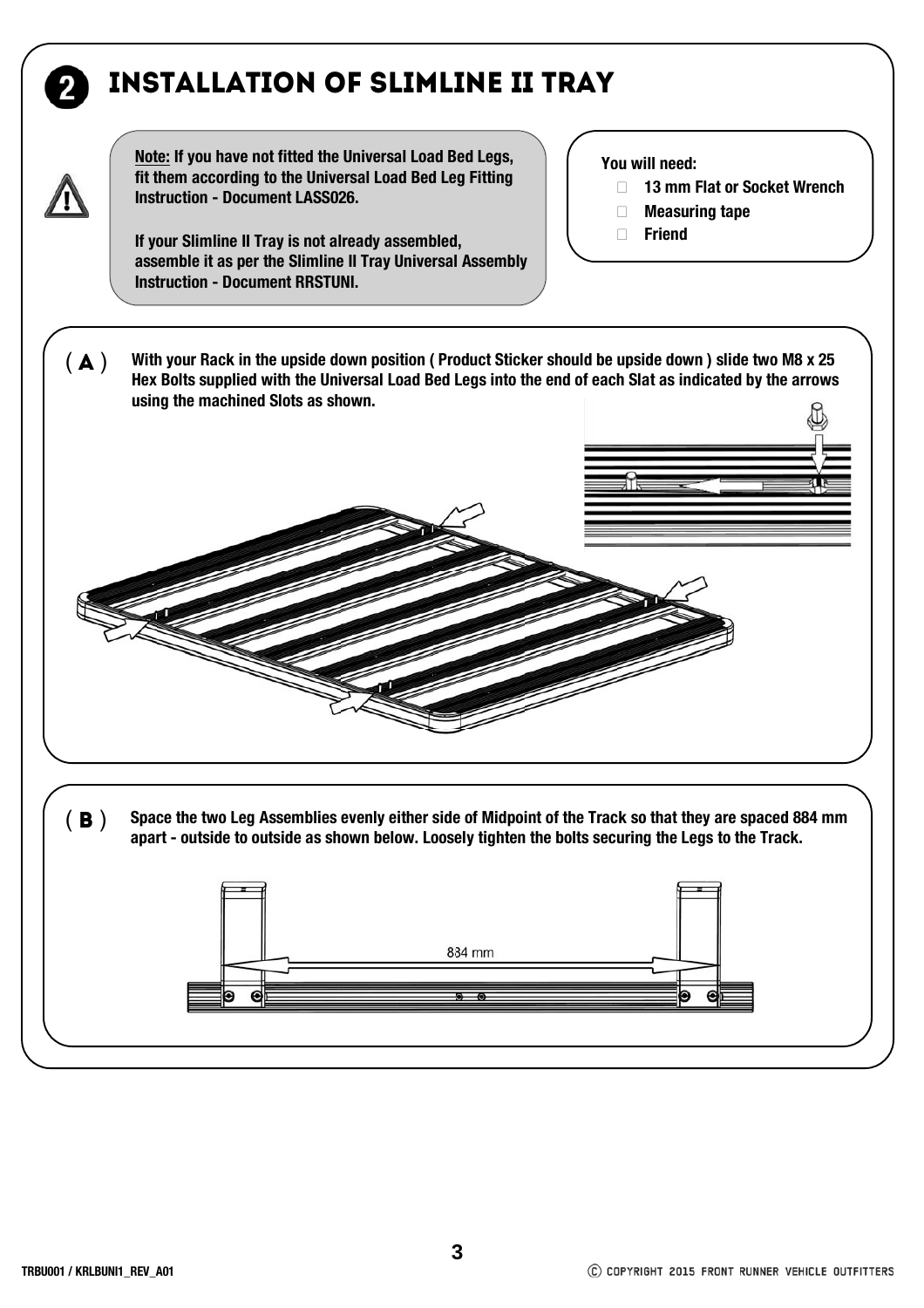# 2 INSTALLATION OF SLIMLINE II TRAY

**Note:** If you have not fitted the Universal Load Bed Legs, fit them according to the Universal Load Bed Leg Fitting Instruction - Document LASS026.

**If your Slimline II Tray is not already assembled, assemble it as per the Slimline II Tray Universal Assembly Instruction - Document RRSTUNI.**

**You will need:**

- **13 mm Flat or Socket Wrench**
- **Measuring tape**
- **Friend**

**( A )** **With your Rack in the upside down position ( Product Sticker should be upside down ) slide two M8 x 25 Hex Bolts supplied with the Universal Load Bed Legs into the end of each Slat as indicated by the arrows using the machined Slots as shown.**

**( B )** **Space the two Leg Assemblies evenly either side of Midpoint of the Track so that they are spaced 884 mm apart - outside to outside as shown below. Loosely tighten the bolts securing the Legs to the Track.**

884 mm

TRBU001 / KRLBUNI1_REV_A01

© COPYRIGHT 2015 FRONT RUNNER VEHICLE OUTFITTERS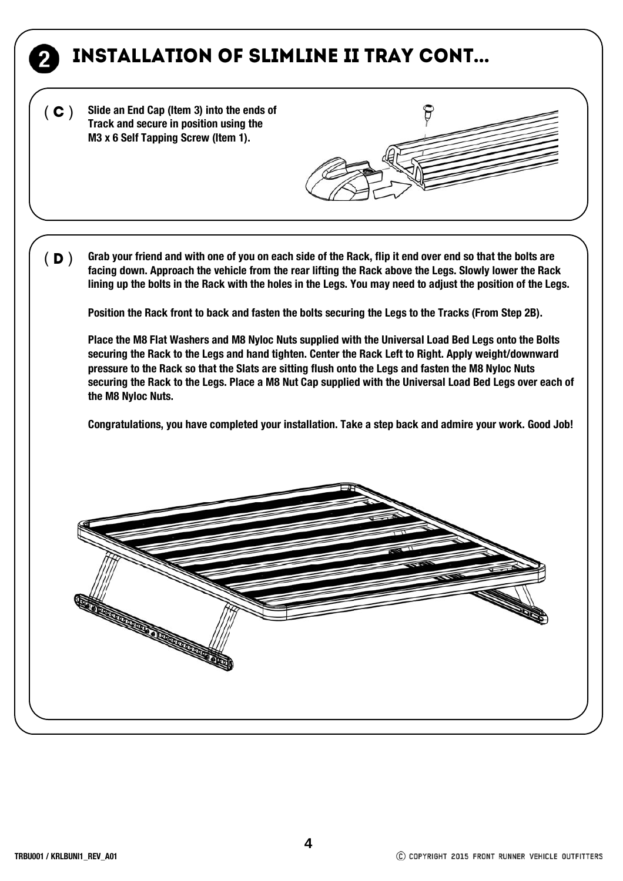## 2 INSTALLATION OF SLIMLINE II TRAY CONT...

**( C )** **Slide an End Cap (Item 3) into the ends of Track and secure in position using the M3 x 6 Self Tapping Screw (Item 1).**

**( D )** **Grab your friend and with one of you on each side of the Rack, flip it end over end so that the bolts are facing down. Approach the vehicle from the rear lifting the Rack above the Legs. Slowly lower the Rack lining up the bolts in the Rack with the holes in the Legs. You may need to adjust the position of the Legs.**

**Position the Rack front to back and fasten the bolts securing the Legs to the Tracks (From Step 2B).**

**Place the M8 Flat Washers and M8 Nyloc Nuts supplied with the Universal Load Bed Legs onto the Bolts securing the Rack to the Legs and hand tighten. Center the Rack Left to Right. Apply weight/downward pressure to the Rack so that the Slats are sitting flush onto the Legs and fasten the M8 Nyloc Nuts securing the Rack to the Legs. Place a M8 Nut Cap supplied with the Universal Load Bed Legs over each of the M8 Nyloc Nuts.**

**Congratulations, you have completed your installation. Take a step back and admire your work. Good Job!**

TRBU001 / KRLBUNI1_REV_A01

© COPYRIGHT 2015 FRONT RUNNER VEHICLE OUTFITTERS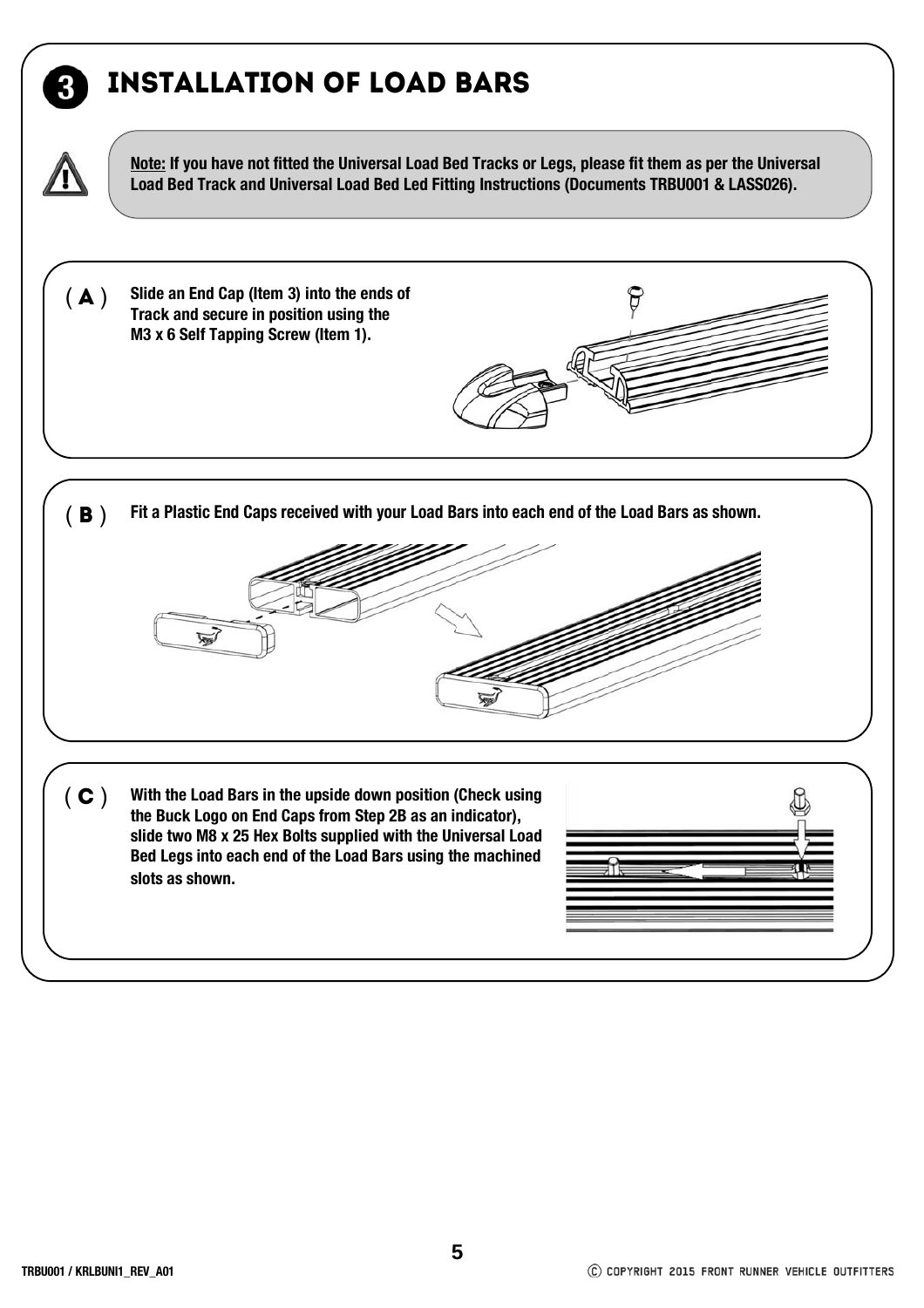# 3 INSTALLATION OF LOAD BARS

**Note:** **If you have not fitted the Universal Load Bed Tracks or Legs, please fit them as per the Universal Load Bed Track and Universal Load Bed Led Fitting Instructions (Documents TRBU001 & LASS026).**

**( A )** **Slide an End Cap (Item 3) into the ends of Track and secure in position using the M3 x 6 Self Tapping Screw (Item 1).**

**( B )** **Fit a Plastic End Caps received with your Load Bars into each end of the Load Bars as shown.**

**( C )** **With the Load Bars in the upside down position (Check using the Buck Logo on End Caps from Step 2B as an indicator), slide two M8 x 25 Hex Bolts supplied with the Universal Load Bed Legs into each end of the Load Bars using the machined slots as shown.**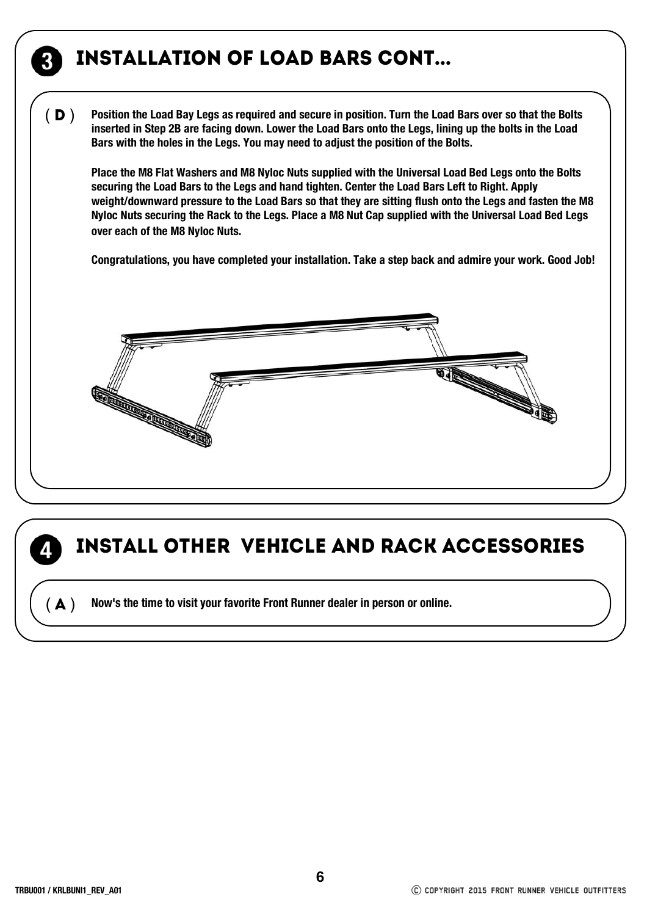## 3 INSTALLATION OF LOAD BARS CONT...

**( D )** **Position the Load Bay Legs as required and secure in position. Turn the Load Bars over so that the Bolts inserted in Step 2B are facing down. Lower the Load Bars onto the Legs, lining up the bolts in the Load Bars with the holes in the Legs. You may need to adjust the position of the Bolts.**

**Place the M8 Flat Washers and M8 Nyloc Nuts supplied with the Universal Load Bed Legs onto the Bolts securing the Load Bars to the Legs and hand tighten. Center the Load Bars Left to Right. Apply weight/downward pressure to the Load Bars so that they are sitting flush onto the Legs and fasten the M8 Nyloc Nuts securing the Rack to the Legs. Place a M8 Nut Cap supplied with the Universal Load Bed Legs over each of the M8 Nyloc Nuts.**

**Congratulations, you have completed your installation. Take a step back and admire your work. Good Job!**

## 4 INSTALL OTHER VEHICLE AND RACK ACCESSORIES

**( A )** **Now's the time to visit your favorite Front Runner dealer in person or online.**

TRBU001 / KRLBUNI1_REV_A01

© COPYRIGHT 2015 FRONT RUNNER VEHICLE OUTFITTERS